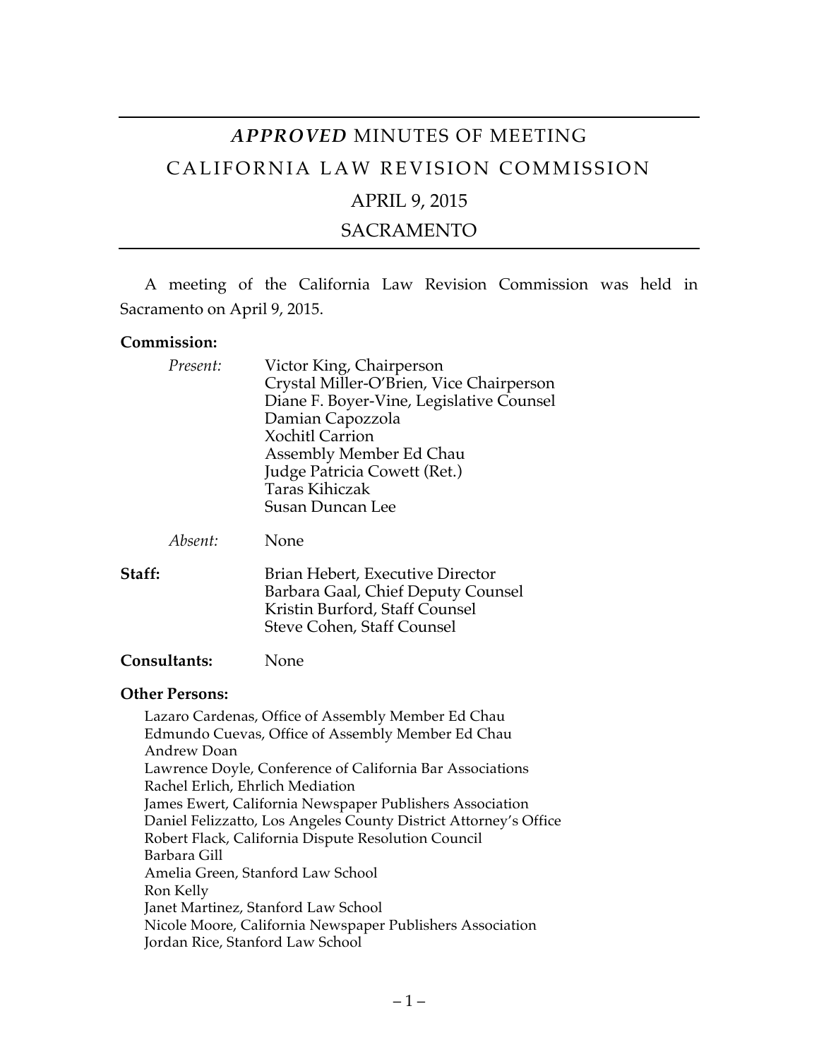# *APPROVED* MINUTES OF MEETING

# CALIFORNIA LAW REVISION COMMISSION

## APRIL 9, 2015

## SACRAMENTO

A meeting of the California Law Revision Commission was held in Sacramento on April 9, 2015.

**Commission:**

*Present:*
Victor King, Chairperson
Crystal Miller-O'Brien, Vice Chairperson
Diane F. Boyer-Vine, Legislative Counsel
Damian Capozzola
Xochitl Carrion
Assembly Member Ed Chau
Judge Patricia Cowett (Ret.)
Taras Kihiczak
Susan Duncan Lee

*Absent:* None

**Staff:**
Brian Hebert, Executive Director
Barbara Gaal, Chief Deputy Counsel
Kristin Burford, Staff Counsel
Steve Cohen, Staff Counsel

**Consultants:** None

**Other Persons:**

Lazaro Cardenas, Office of Assembly Member Ed Chau
Edmundo Cuevas, Office of Assembly Member Ed Chau
Andrew Doan
Lawrence Doyle, Conference of California Bar Associations
Rachel Erlich, Ehrlich Mediation
James Ewert, California Newspaper Publishers Association
Daniel Felizzatto, Los Angeles County District Attorney's Office
Robert Flack, California Dispute Resolution Council
Barbara Gill
Amelia Green, Stanford Law School
Ron Kelly
Janet Martinez, Stanford Law School
Nicole Moore, California Newspaper Publishers Association
Jordan Rice, Stanford Law School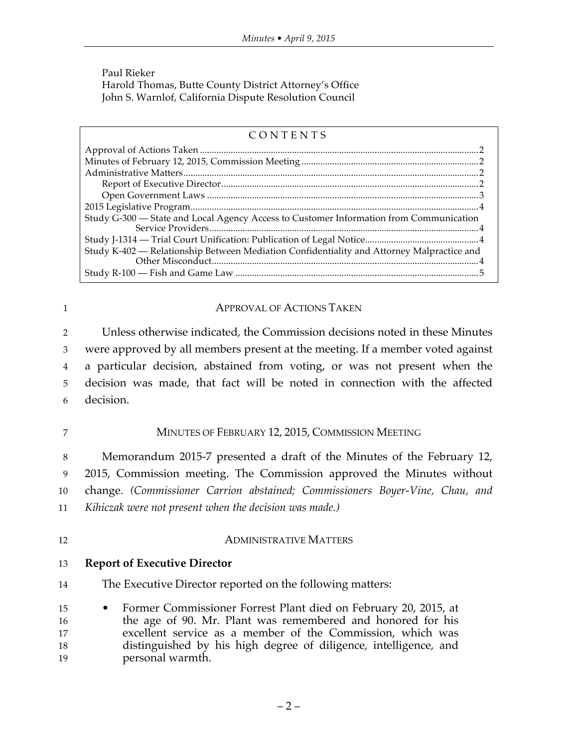Paul Rieker
Harold Thomas, Butte County District Attorney's Office
John S. Warnlof, California Dispute Resolution Council

| C O N T E N T S | |
|---|---|
| Approval of Actions Taken | 2 |
| Minutes of February 12, 2015, Commission Meeting | 2 |
| Administrative Matters | 2 |
| Report of Executive Director | 2 |
| Open Government Laws | 3 |
| 2015 Legislative Program | 4 |
| Study G-300 — State and Local Agency Access to Customer Information from Communication Service Providers | 4 |
| Study J-1314 — Trial Court Unification: Publication of Legal Notice | 4 |
| Study K-402 — Relationship Between Mediation Confidentiality and Attorney Malpractice and Other Misconduct | 4 |
| Study R-100 — Fish and Game Law | 5 |

## APPROVAL OF ACTIONS TAKEN

Unless otherwise indicated, the Commission decisions noted in these Minutes were approved by all members present at the meeting. If a member voted against a particular decision, abstained from voting, or was not present when the decision was made, that fact will be noted in connection with the affected decision.

## MINUTES OF FEBRUARY 12, 2015, COMMISSION MEETING

Memorandum 2015-7 presented a draft of the Minutes of the February 12, 2015, Commission meeting. The Commission approved the Minutes without change. *(Commissioner Carrion abstained; Commissioners Boyer-Vine, Chau, and Kihiczak were not present when the decision was made.)*

## ADMINISTRATIVE MATTERS

### Report of Executive Director

The Executive Director reported on the following matters:

- Former Commissioner Forrest Plant died on February 20, 2015, at the age of 90. Mr. Plant was remembered and honored for his excellent service as a member of the Commission, which was distinguished by his high degree of diligence, intelligence, and personal warmth.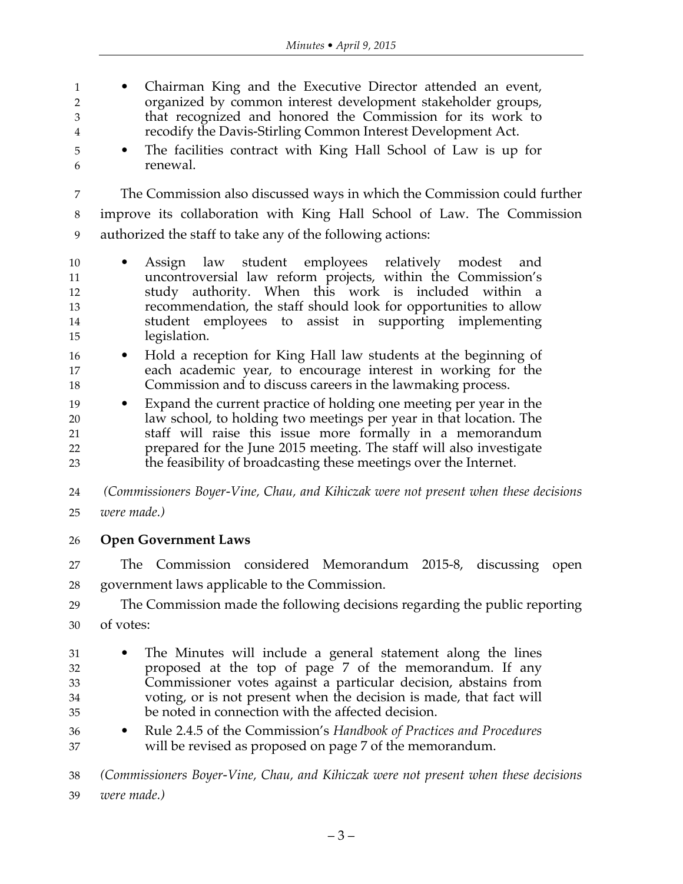- Chairman King and the Executive Director attended an event, organized by common interest development stakeholder groups, that recognized and honored the Commission for its work to recodify the Davis-Stirling Common Interest Development Act.
- The facilities contract with King Hall School of Law is up for renewal.

The Commission also discussed ways in which the Commission could further improve its collaboration with King Hall School of Law. The Commission authorized the staff to take any of the following actions:

- Assign law student employees relatively modest and uncontroversial law reform projects, within the Commission's study authority. When this work is included within a recommendation, the staff should look for opportunities to allow student employees to assist in supporting implementing legislation.
- Hold a reception for King Hall law students at the beginning of each academic year, to encourage interest in working for the Commission and to discuss careers in the lawmaking process.
- Expand the current practice of holding one meeting per year in the law school, to holding two meetings per year in that location. The staff will raise this issue more formally in a memorandum prepared for the June 2015 meeting. The staff will also investigate the feasibility of broadcasting these meetings over the Internet.

*(Commissioners Boyer-Vine, Chau, and Kihiczak were not present when these decisions were made.)*

**Open Government Laws**

The Commission considered Memorandum 2015-8, discussing open government laws applicable to the Commission.

The Commission made the following decisions regarding the public reporting of votes:

- The Minutes will include a general statement along the lines proposed at the top of page 7 of the memorandum. If any Commissioner votes against a particular decision, abstains from voting, or is not present when the decision is made, that fact will be noted in connection with the affected decision.
- Rule 2.4.5 of the Commission's *Handbook of Practices and Procedures* will be revised as proposed on page 7 of the memorandum.

*(Commissioners Boyer-Vine, Chau, and Kihiczak were not present when these decisions were made.)*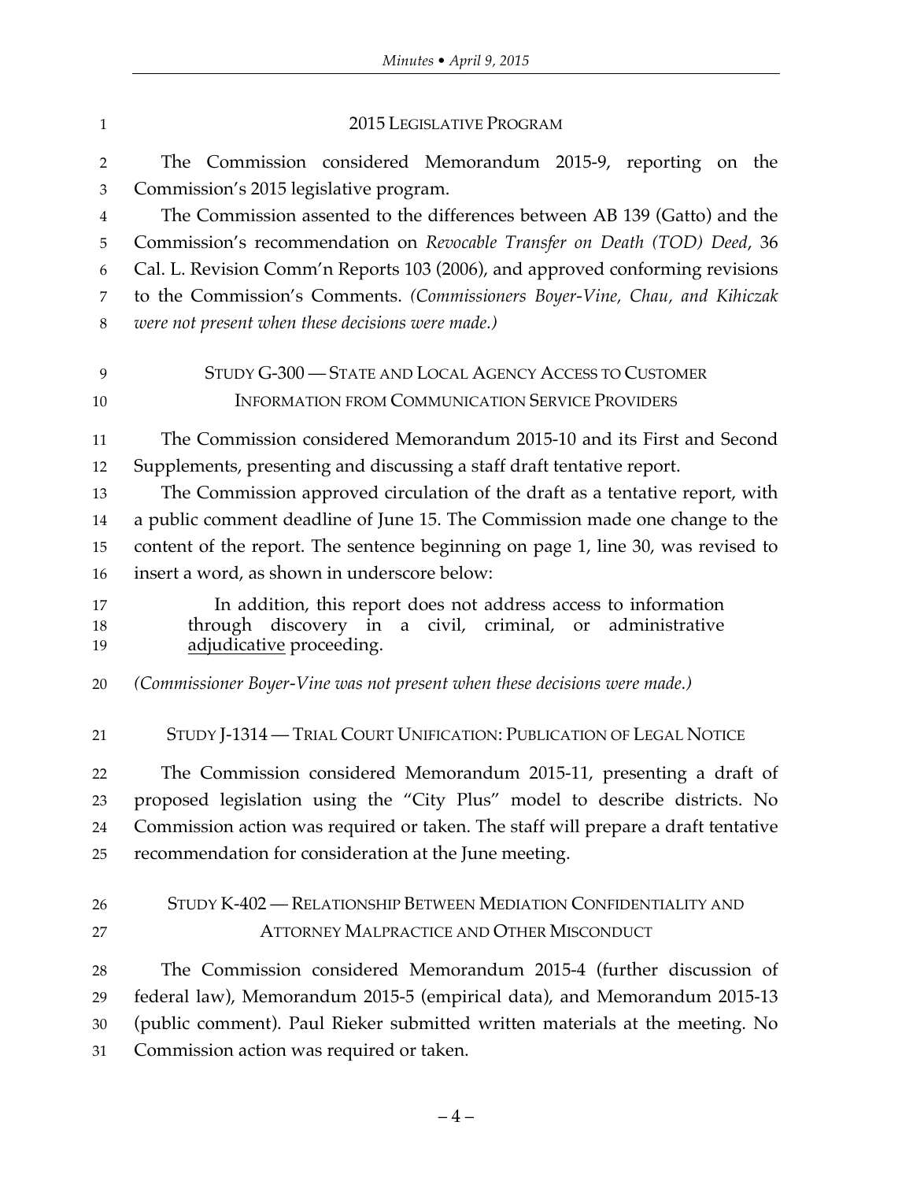## 2015 LEGISLATIVE PROGRAM

The Commission considered Memorandum 2015-9, reporting on the Commission's 2015 legislative program.

The Commission assented to the differences between AB 139 (Gatto) and the Commission's recommendation on *Revocable Transfer on Death (TOD) Deed*, 36 Cal. L. Revision Comm'n Reports 103 (2006), and approved conforming revisions to the Commission's Comments. *(Commissioners Boyer-Vine, Chau, and Kihiczak were not present when these decisions were made.)*

## STUDY G-300 — STATE AND LOCAL AGENCY ACCESS TO CUSTOMER INFORMATION FROM COMMUNICATION SERVICE PROVIDERS

The Commission considered Memorandum 2015-10 and its First and Second Supplements, presenting and discussing a staff draft tentative report.

The Commission approved circulation of the draft as a tentative report, with a public comment deadline of June 15. The Commission made one change to the content of the report. The sentence beginning on page 1, line 30, was revised to insert a word, as shown in underscore below:

> In addition, this report does not address access to information through discovery in a civil, criminal, or administrative <u>adjudicative</u> proceeding.

*(Commissioner Boyer-Vine was not present when these decisions were made.)*

## STUDY J-1314 — TRIAL COURT UNIFICATION: PUBLICATION OF LEGAL NOTICE

The Commission considered Memorandum 2015-11, presenting a draft of proposed legislation using the "City Plus" model to describe districts. No Commission action was required or taken. The staff will prepare a draft tentative recommendation for consideration at the June meeting.

## STUDY K-402 — RELATIONSHIP BETWEEN MEDIATION CONFIDENTIALITY AND ATTORNEY MALPRACTICE AND OTHER MISCONDUCT

The Commission considered Memorandum 2015-4 (further discussion of federal law), Memorandum 2015-5 (empirical data), and Memorandum 2015-13 (public comment). Paul Rieker submitted written materials at the meeting. No Commission action was required or taken.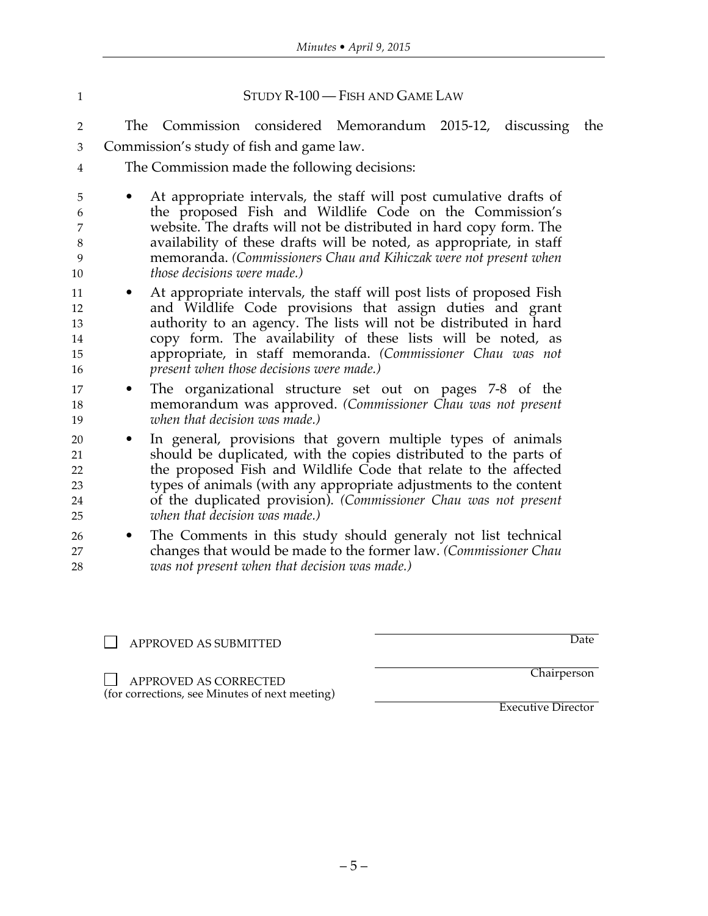## STUDY R-100 — FISH AND GAME LAW

The Commission considered Memorandum 2015-12, discussing the Commission's study of fish and game law.

The Commission made the following decisions:

- At appropriate intervals, the staff will post cumulative drafts of the proposed Fish and Wildlife Code on the Commission's website. The drafts will not be distributed in hard copy form. The availability of these drafts will be noted, as appropriate, in staff memoranda. *(Commissioners Chau and Kihiczak were not present when those decisions were made.)*
- At appropriate intervals, the staff will post lists of proposed Fish and Wildlife Code provisions that assign duties and grant authority to an agency. The lists will not be distributed in hard copy form. The availability of these lists will be noted, as appropriate, in staff memoranda. *(Commissioner Chau was not present when those decisions were made.)*
- The organizational structure set out on pages 7-8 of the memorandum was approved. *(Commissioner Chau was not present when that decision was made.)*
- In general, provisions that govern multiple types of animals should be duplicated, with the copies distributed to the parts of the proposed Fish and Wildlife Code that relate to the affected types of animals (with any appropriate adjustments to the content of the duplicated provision). *(Commissioner Chau was not present when that decision was made.)*
- The Comments in this study should generaly not list technical changes that would be made to the former law. *(Commissioner Chau was not present when that decision was made.)*

☐ APPROVED AS SUBMITTED

☐ APPROVED AS CORRECTED
(for corrections, see Minutes of next meeting)

______________________
Date

______________________
Chairperson

______________________
Executive Director